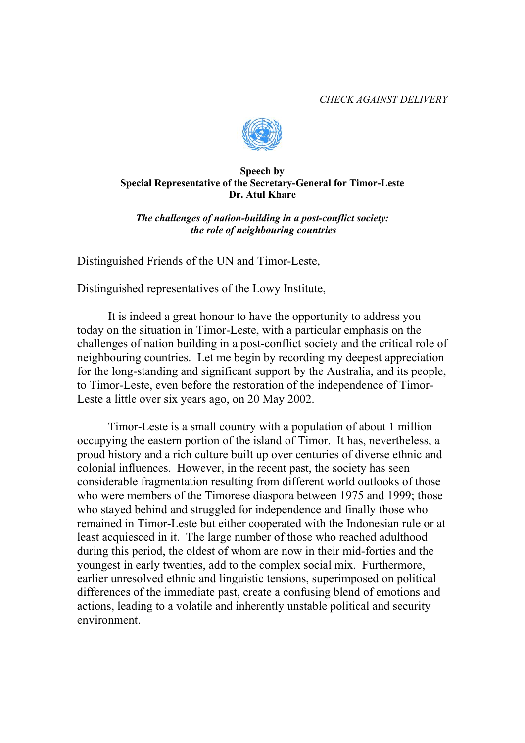*CHECK AGAINST DELIVERY*

**Speech by**
**Special Representative of the Secretary-General for Timor-Leste**
**Dr. Atul Khare**

***The challenges of nation-building in a post-conflict society: the role of neighbouring countries***

Distinguished Friends of the UN and Timor-Leste,

Distinguished representatives of the Lowy Institute,

It is indeed a great honour to have the opportunity to address you today on the situation in Timor-Leste, with a particular emphasis on the challenges of nation building in a post-conflict society and the critical role of neighbouring countries. Let me begin by recording my deepest appreciation for the long-standing and significant support by the Australia, and its people, to Timor-Leste, even before the restoration of the independence of Timor-Leste a little over six years ago, on 20 May 2002.

Timor-Leste is a small country with a population of about 1 million occupying the eastern portion of the island of Timor. It has, nevertheless, a proud history and a rich culture built up over centuries of diverse ethnic and colonial influences. However, in the recent past, the society has seen considerable fragmentation resulting from different world outlooks of those who were members of the Timorese diaspora between 1975 and 1999; those who stayed behind and struggled for independence and finally those who remained in Timor-Leste but either cooperated with the Indonesian rule or at least acquiesced in it. The large number of those who reached adulthood during this period, the oldest of whom are now in their mid-forties and the youngest in early twenties, add to the complex social mix. Furthermore, earlier unresolved ethnic and linguistic tensions, superimposed on political differences of the immediate past, create a confusing blend of emotions and actions, leading to a volatile and inherently unstable political and security environment.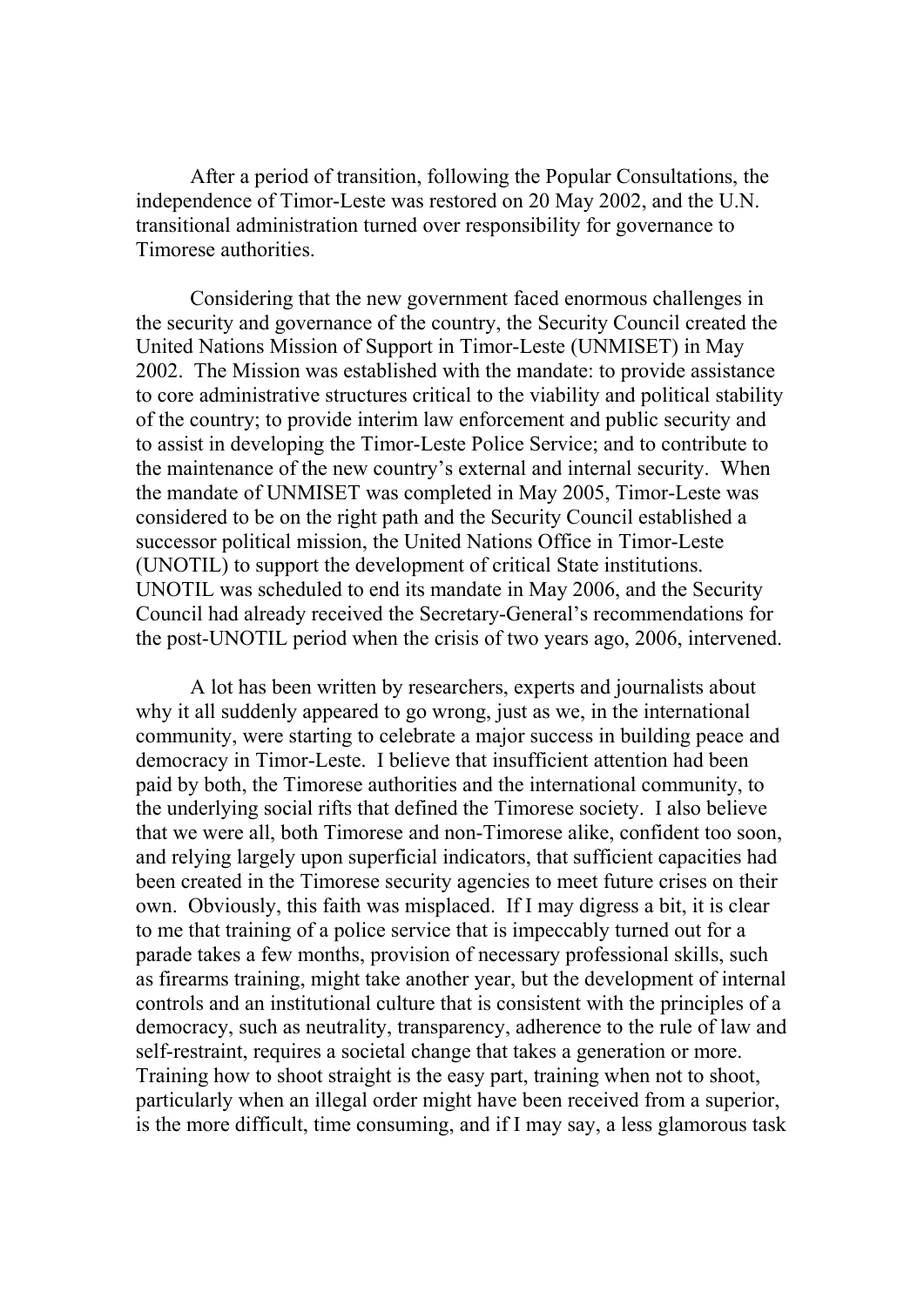After a period of transition, following the Popular Consultations, the independence of Timor-Leste was restored on 20 May 2002, and the U.N. transitional administration turned over responsibility for governance to Timorese authorities.

Considering that the new government faced enormous challenges in the security and governance of the country, the Security Council created the United Nations Mission of Support in Timor-Leste (UNMISET) in May 2002. The Mission was established with the mandate: to provide assistance to core administrative structures critical to the viability and political stability of the country; to provide interim law enforcement and public security and to assist in developing the Timor-Leste Police Service; and to contribute to the maintenance of the new country's external and internal security. When the mandate of UNMISET was completed in May 2005, Timor-Leste was considered to be on the right path and the Security Council established a successor political mission, the United Nations Office in Timor-Leste (UNOTIL) to support the development of critical State institutions. UNOTIL was scheduled to end its mandate in May 2006, and the Security Council had already received the Secretary-General's recommendations for the post-UNOTIL period when the crisis of two years ago, 2006, intervened.

A lot has been written by researchers, experts and journalists about why it all suddenly appeared to go wrong, just as we, in the international community, were starting to celebrate a major success in building peace and democracy in Timor-Leste. I believe that insufficient attention had been paid by both, the Timorese authorities and the international community, to the underlying social rifts that defined the Timorese society. I also believe that we were all, both Timorese and non-Timorese alike, confident too soon, and relying largely upon superficial indicators, that sufficient capacities had been created in the Timorese security agencies to meet future crises on their own. Obviously, this faith was misplaced. If I may digress a bit, it is clear to me that training of a police service that is impeccably turned out for a parade takes a few months, provision of necessary professional skills, such as firearms training, might take another year, but the development of internal controls and an institutional culture that is consistent with the principles of a democracy, such as neutrality, transparency, adherence to the rule of law and self-restraint, requires a societal change that takes a generation or more. Training how to shoot straight is the easy part, training when not to shoot, particularly when an illegal order might have been received from a superior, is the more difficult, time consuming, and if I may say, a less glamorous task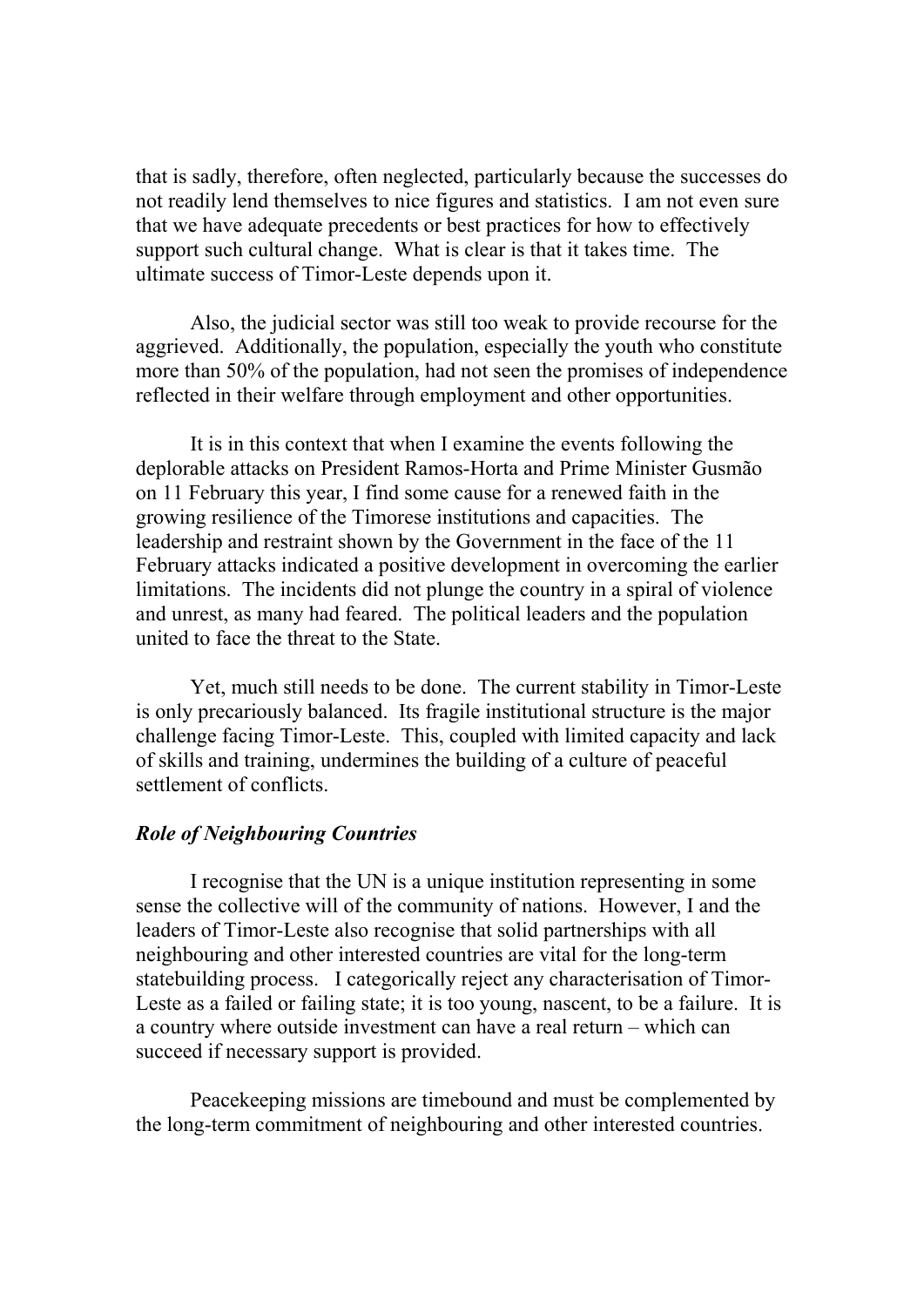that is sadly, therefore, often neglected, particularly because the successes do not readily lend themselves to nice figures and statistics. I am not even sure that we have adequate precedents or best practices for how to effectively support such cultural change. What is clear is that it takes time. The ultimate success of Timor-Leste depends upon it.

Also, the judicial sector was still too weak to provide recourse for the aggrieved. Additionally, the population, especially the youth who constitute more than 50% of the population, had not seen the promises of independence reflected in their welfare through employment and other opportunities.

It is in this context that when I examine the events following the deplorable attacks on President Ramos-Horta and Prime Minister Gusmão on 11 February this year, I find some cause for a renewed faith in the growing resilience of the Timorese institutions and capacities. The leadership and restraint shown by the Government in the face of the 11 February attacks indicated a positive development in overcoming the earlier limitations. The incidents did not plunge the country in a spiral of violence and unrest, as many had feared. The political leaders and the population united to face the threat to the State.

Yet, much still needs to be done. The current stability in Timor-Leste is only precariously balanced. Its fragile institutional structure is the major challenge facing Timor-Leste. This, coupled with limited capacity and lack of skills and training, undermines the building of a culture of peaceful settlement of conflicts.

***Role of Neighbouring Countries***

I recognise that the UN is a unique institution representing in some sense the collective will of the community of nations. However, I and the leaders of Timor-Leste also recognise that solid partnerships with all neighbouring and other interested countries are vital for the long-term statebuilding process. I categorically reject any characterisation of Timor-Leste as a failed or failing state; it is too young, nascent, to be a failure. It is a country where outside investment can have a real return – which can succeed if necessary support is provided.

Peacekeeping missions are timebound and must be complemented by the long-term commitment of neighbouring and other interested countries.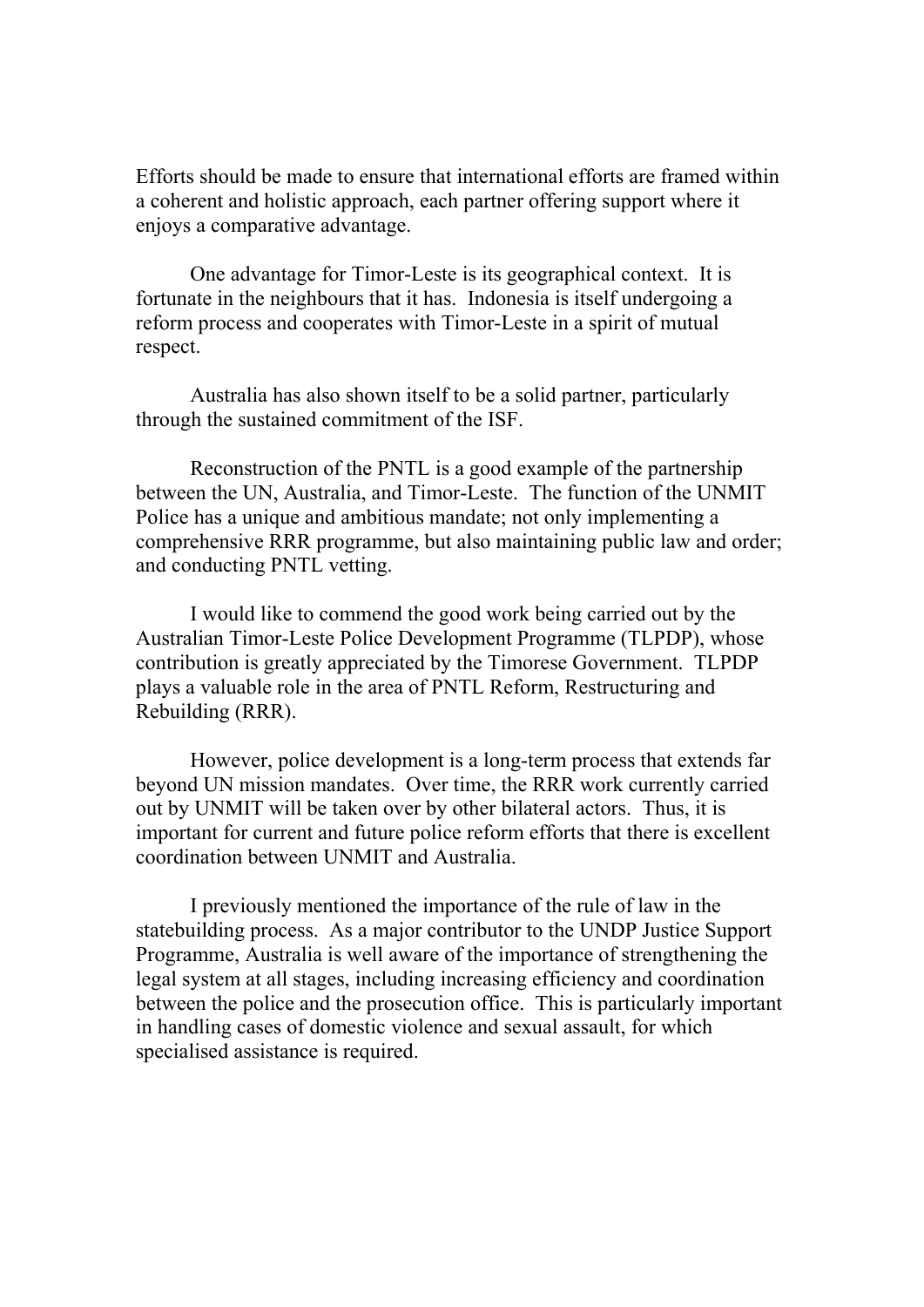Efforts should be made to ensure that international efforts are framed within a coherent and holistic approach, each partner offering support where it enjoys a comparative advantage.

One advantage for Timor-Leste is its geographical context. It is fortunate in the neighbours that it has. Indonesia is itself undergoing a reform process and cooperates with Timor-Leste in a spirit of mutual respect.

Australia has also shown itself to be a solid partner, particularly through the sustained commitment of the ISF.

Reconstruction of the PNTL is a good example of the partnership between the UN, Australia, and Timor-Leste. The function of the UNMIT Police has a unique and ambitious mandate; not only implementing a comprehensive RRR programme, but also maintaining public law and order; and conducting PNTL vetting.

I would like to commend the good work being carried out by the Australian Timor-Leste Police Development Programme (TLPDP), whose contribution is greatly appreciated by the Timorese Government. TLPDP plays a valuable role in the area of PNTL Reform, Restructuring and Rebuilding (RRR).

However, police development is a long-term process that extends far beyond UN mission mandates. Over time, the RRR work currently carried out by UNMIT will be taken over by other bilateral actors. Thus, it is important for current and future police reform efforts that there is excellent coordination between UNMIT and Australia.

I previously mentioned the importance of the rule of law in the statebuilding process. As a major contributor to the UNDP Justice Support Programme, Australia is well aware of the importance of strengthening the legal system at all stages, including increasing efficiency and coordination between the police and the prosecution office. This is particularly important in handling cases of domestic violence and sexual assault, for which specialised assistance is required.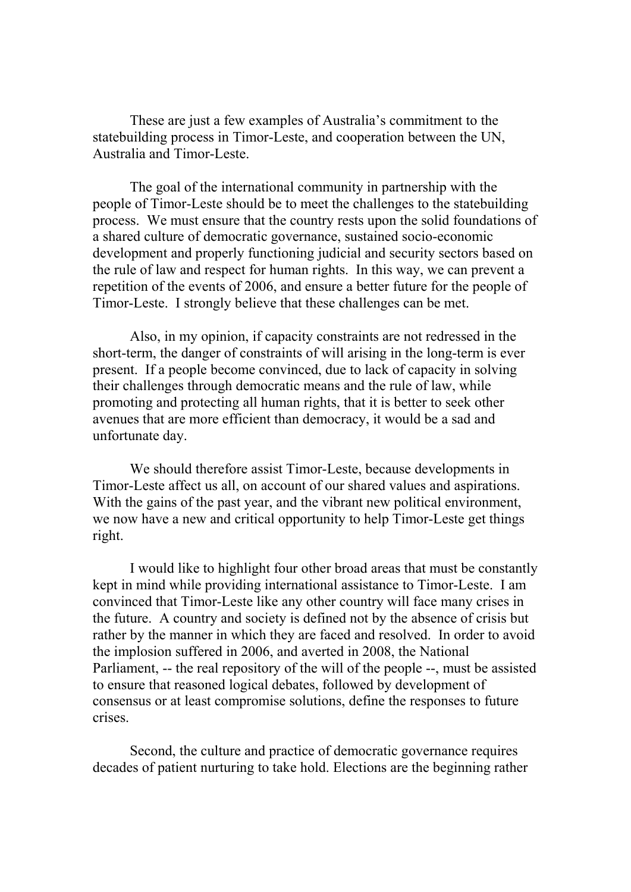These are just a few examples of Australia's commitment to the statebuilding process in Timor-Leste, and cooperation between the UN, Australia and Timor-Leste.

The goal of the international community in partnership with the people of Timor-Leste should be to meet the challenges to the statebuilding process. We must ensure that the country rests upon the solid foundations of a shared culture of democratic governance, sustained socio-economic development and properly functioning judicial and security sectors based on the rule of law and respect for human rights. In this way, we can prevent a repetition of the events of 2006, and ensure a better future for the people of Timor-Leste. I strongly believe that these challenges can be met.

Also, in my opinion, if capacity constraints are not redressed in the short-term, the danger of constraints of will arising in the long-term is ever present. If a people become convinced, due to lack of capacity in solving their challenges through democratic means and the rule of law, while promoting and protecting all human rights, that it is better to seek other avenues that are more efficient than democracy, it would be a sad and unfortunate day.

We should therefore assist Timor-Leste, because developments in Timor-Leste affect us all, on account of our shared values and aspirations. With the gains of the past year, and the vibrant new political environment, we now have a new and critical opportunity to help Timor-Leste get things right.

I would like to highlight four other broad areas that must be constantly kept in mind while providing international assistance to Timor-Leste. I am convinced that Timor-Leste like any other country will face many crises in the future. A country and society is defined not by the absence of crisis but rather by the manner in which they are faced and resolved. In order to avoid the implosion suffered in 2006, and averted in 2008, the National Parliament, -- the real repository of the will of the people --, must be assisted to ensure that reasoned logical debates, followed by development of consensus or at least compromise solutions, define the responses to future crises.

Second, the culture and practice of democratic governance requires decades of patient nurturing to take hold. Elections are the beginning rather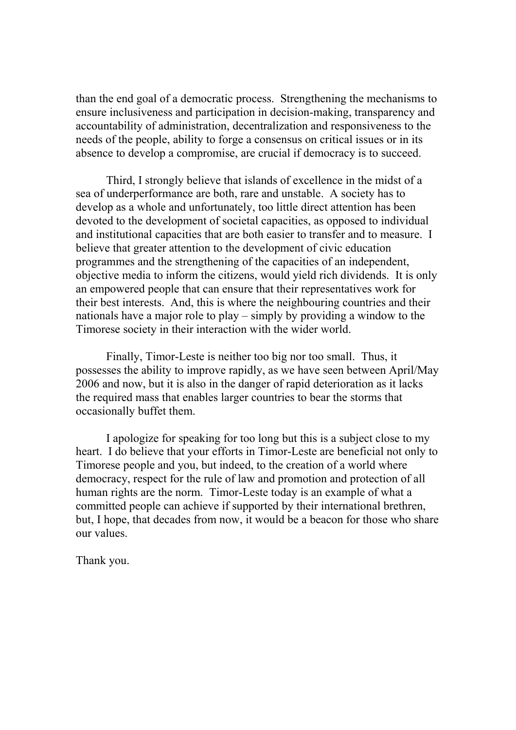than the end goal of a democratic process. Strengthening the mechanisms to ensure inclusiveness and participation in decision-making, transparency and accountability of administration, decentralization and responsiveness to the needs of the people, ability to forge a consensus on critical issues or in its absence to develop a compromise, are crucial if democracy is to succeed.

Third, I strongly believe that islands of excellence in the midst of a sea of underperformance are both, rare and unstable. A society has to develop as a whole and unfortunately, too little direct attention has been devoted to the development of societal capacities, as opposed to individual and institutional capacities that are both easier to transfer and to measure. I believe that greater attention to the development of civic education programmes and the strengthening of the capacities of an independent, objective media to inform the citizens, would yield rich dividends. It is only an empowered people that can ensure that their representatives work for their best interests. And, this is where the neighbouring countries and their nationals have a major role to play – simply by providing a window to the Timorese society in their interaction with the wider world.

Finally, Timor-Leste is neither too big nor too small. Thus, it possesses the ability to improve rapidly, as we have seen between April/May 2006 and now, but it is also in the danger of rapid deterioration as it lacks the required mass that enables larger countries to bear the storms that occasionally buffet them.

I apologize for speaking for too long but this is a subject close to my heart. I do believe that your efforts in Timor-Leste are beneficial not only to Timorese people and you, but indeed, to the creation of a world where democracy, respect for the rule of law and promotion and protection of all human rights are the norm. Timor-Leste today is an example of what a committed people can achieve if supported by their international brethren, but, I hope, that decades from now, it would be a beacon for those who share our values.

Thank you.